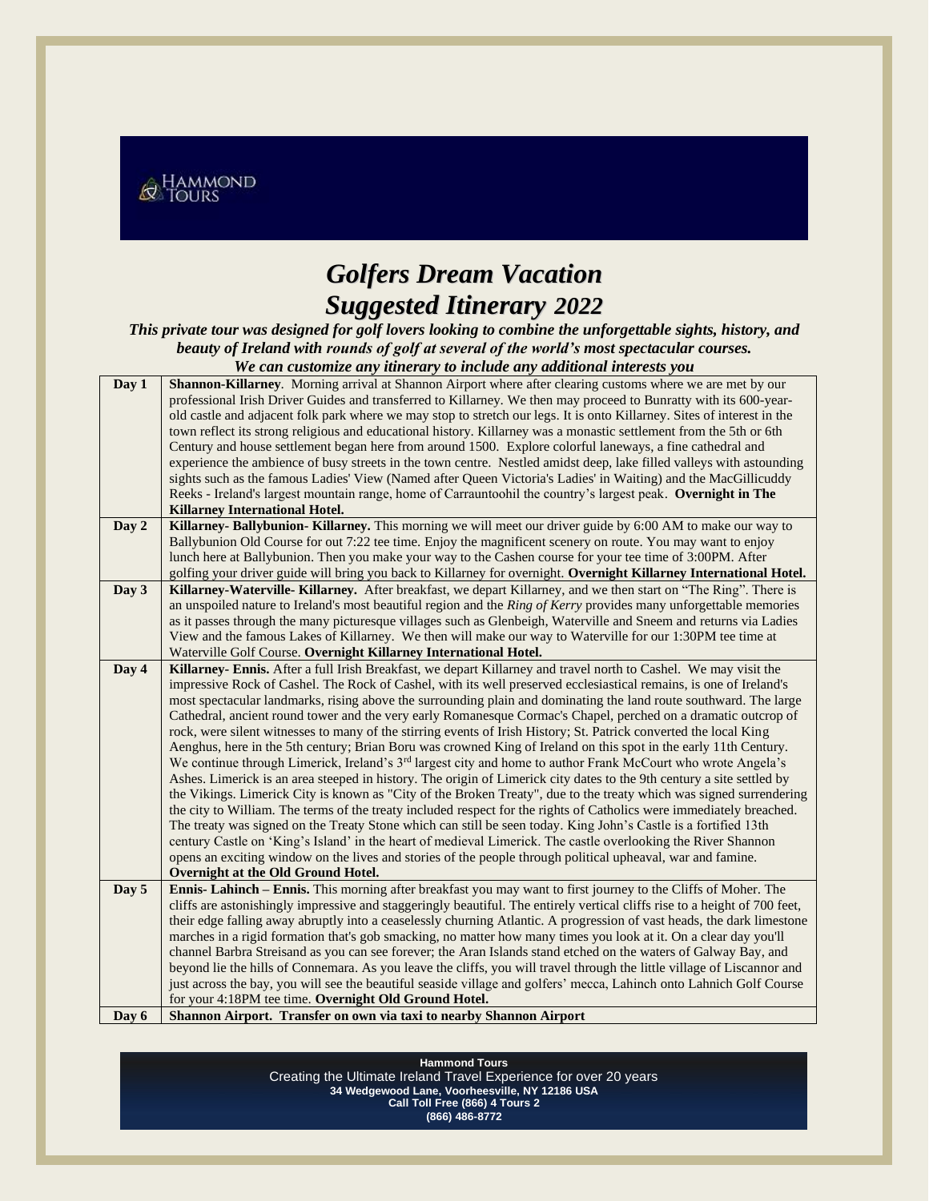HAMMOND TOURS

# *Golfers Dream Vacation*
# *Suggested Itinerary 2022*

***This private tour was designed for golf lovers looking to combine the unforgettable sights, history, and beauty of Ireland with rounds of golf at several of the world's most spectacular courses.***
***We can customize any itinerary to include any additional interests you***

| Day | Itinerary |
|---|---|
| **Day 1** | **Shannon-Killarney**. Morning arrival at Shannon Airport where after clearing customs where we are met by our professional Irish Driver Guides and transferred to Killarney. We then may proceed to Bunratty with its 600-year-old castle and adjacent folk park where we may stop to stretch our legs. It is onto Killarney. Sites of interest in the town reflect its strong religious and educational history. Killarney was a monastic settlement from the 5th or 6th Century and house settlement began here from around 1500. Explore colorful laneways, a fine cathedral and experience the ambience of busy streets in the town centre. Nestled amidst deep, lake filled valleys with astounding sights such as the famous Ladies' View (Named after Queen Victoria's Ladies' in Waiting) and the MacGillicuddy Reeks - Ireland's largest mountain range, home of Carrauntoohil the country's largest peak. **Overnight in The Killarney International Hotel.** |
| **Day 2** | **Killarney- Ballybunion- Killarney.** This morning we will meet our driver guide by 6:00 AM to make our way to Ballybunion Old Course for out 7:22 tee time. Enjoy the magnificent scenery on route. You may want to enjoy lunch here at Ballybunion. Then you make your way to the Cashen course for your tee time of 3:00PM. After golfing your driver guide will bring you back to Killarney for overnight. **Overnight Killarney International Hotel.** |
| **Day 3** | **Killarney-Waterville- Killarney.** After breakfast, we depart Killarney, and we then start on "The Ring". There is an unspoiled nature to Ireland's most beautiful region and the *Ring of Kerry* provides many unforgettable memories as it passes through the many picturesque villages such as Glenbeigh, Waterville and Sneem and returns via Ladies View and the famous Lakes of Killarney. We then will make our way to Waterville for our 1:30PM tee time at Waterville Golf Course. **Overnight Killarney International Hotel.** |
| **Day 4** | **Killarney- Ennis.** After a full Irish Breakfast, we depart Killarney and travel north to Cashel. We may visit the impressive Rock of Cashel. The Rock of Cashel, with its well preserved ecclesiastical remains, is one of Ireland's most spectacular landmarks, rising above the surrounding plain and dominating the land route southward. The large Cathedral, ancient round tower and the very early Romanesque Cormac's Chapel, perched on a dramatic outcrop of rock, were silent witnesses to many of the stirring events of Irish History; St. Patrick converted the local King Aenghus, here in the 5th century; Brian Boru was crowned King of Ireland on this spot in the early 11th Century. We continue through Limerick, Ireland's 3rd largest city and home to author Frank McCourt who wrote Angela's Ashes. Limerick is an area steeped in history. The origin of Limerick city dates to the 9th century a site settled by the Vikings. Limerick City is known as "City of the Broken Treaty", due to the treaty which was signed surrendering the city to William. The terms of the treaty included respect for the rights of Catholics were immediately breached. The treaty was signed on the Treaty Stone which can still be seen today. King John's Castle is a fortified 13th century Castle on 'King's Island' in the heart of medieval Limerick. The castle overlooking the River Shannon opens an exciting window on the lives and stories of the people through political upheaval, war and famine. **Overnight at the Old Ground Hotel.** |
| **Day 5** | **Ennis- Lahinch – Ennis.** This morning after breakfast you may want to first journey to the Cliffs of Moher. The cliffs are astonishingly impressive and staggeringly beautiful. The entirely vertical cliffs rise to a height of 700 feet, their edge falling away abruptly into a ceaselessly churning Atlantic. A progression of vast heads, the dark limestone marches in a rigid formation that's gob smacking, no matter how many times you look at it. On a clear day you'll channel Barbra Streisand as you can see forever; the Aran Islands stand etched on the waters of Galway Bay, and beyond lie the hills of Connemara. As you leave the cliffs, you will travel through the little village of Liscannor and just across the bay, you will see the beautiful seaside village and golfers' mecca, Lahinch onto Lahnich Golf Course for your 4:18PM tee time. **Overnight Old Ground Hotel.** |
| **Day 6** | **Shannon Airport. Transfer on own via taxi to nearby Shannon Airport** |

**Hammond Tours**
Creating the Ultimate Ireland Travel Experience for over 20 years
**34 Wedgewood Lane, Voorheesville, NY 12186 USA**
**Call Toll Free (866) 4 Tours 2**
**(866) 486-8772**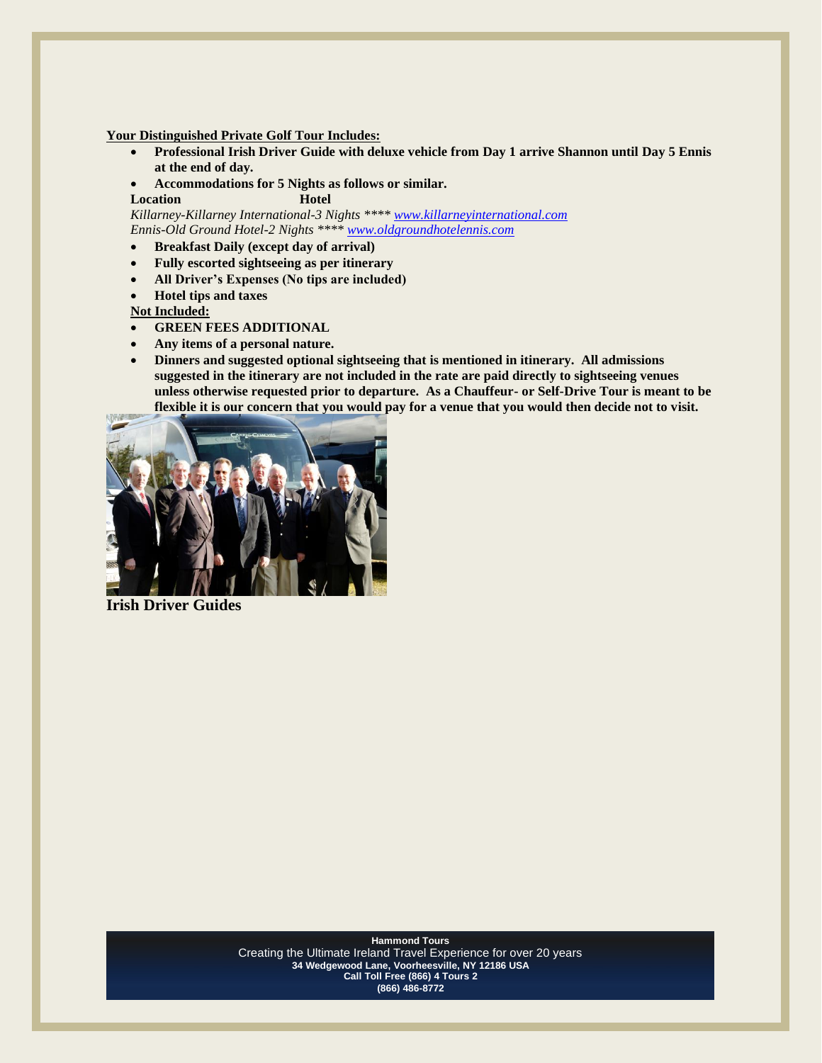**Your Distinguished Private Golf Tour Includes:**

- **Professional Irish Driver Guide with deluxe vehicle from Day 1 arrive Shannon until Day 5 Ennis at the end of day.**
- **Accommodations for 5 Nights as follows or similar.**

**Location** **Hotel**

*Killarney-Killarney International-3 Nights \*\*\*\* www.killarneyinternational.com*

*Ennis-Old Ground Hotel-2 Nights \*\*\*\* www.oldgroundhotelennis.com*

- **Breakfast Daily (except day of arrival)**
- **Fully escorted sightseeing as per itinerary**
- **All Driver's Expenses (No tips are included)**
- **Hotel tips and taxes**

**Not Included:**

- **GREEN FEES ADDITIONAL**
- **Any items of a personal nature.**
- **Dinners and suggested optional sightseeing that is mentioned in itinerary. All admissions suggested in the itinerary are not included in the rate are paid directly to sightseeing venues unless otherwise requested prior to departure. As a Chauffeur- or Self-Drive Tour is meant to be flexible it is our concern that you would pay for a venue that you would then decide not to visit.**

**Irish Driver Guides**

**Hammond Tours**
Creating the Ultimate Ireland Travel Experience for over 20 years
**34 Wedgewood Lane, Voorheesville, NY 12186 USA**
**Call Toll Free (866) 4 Tours 2**
**(866) 486-8772**